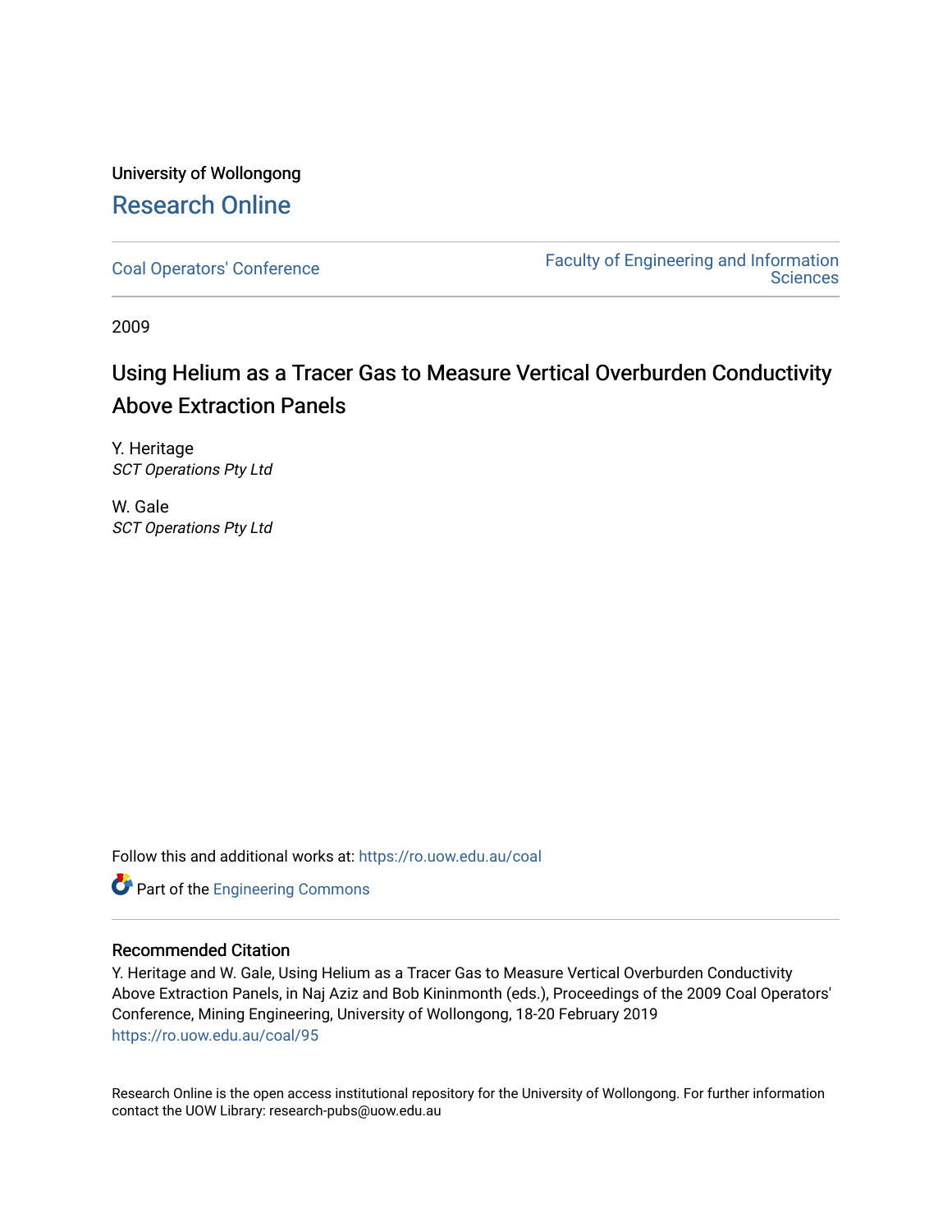University of Wollongong

# Research Online

Coal Operators' Conference

Faculty of Engineering and Information Sciences

2009

## Using Helium as a Tracer Gas to Measure Vertical Overburden Conductivity Above Extraction Panels

Y. Heritage
*SCT Operations Pty Ltd*

W. Gale
*SCT Operations Pty Ltd*

Follow this and additional works at: https://ro.uow.edu.au/coal

Part of the Engineering Commons

### Recommended Citation

Y. Heritage and W. Gale, Using Helium as a Tracer Gas to Measure Vertical Overburden Conductivity Above Extraction Panels, in Naj Aziz and Bob Kininmonth (eds.), Proceedings of the 2009 Coal Operators' Conference, Mining Engineering, University of Wollongong, 18-20 February 2019
https://ro.uow.edu.au/coal/95

Research Online is the open access institutional repository for the University of Wollongong. For further information contact the UOW Library: research-pubs@uow.edu.au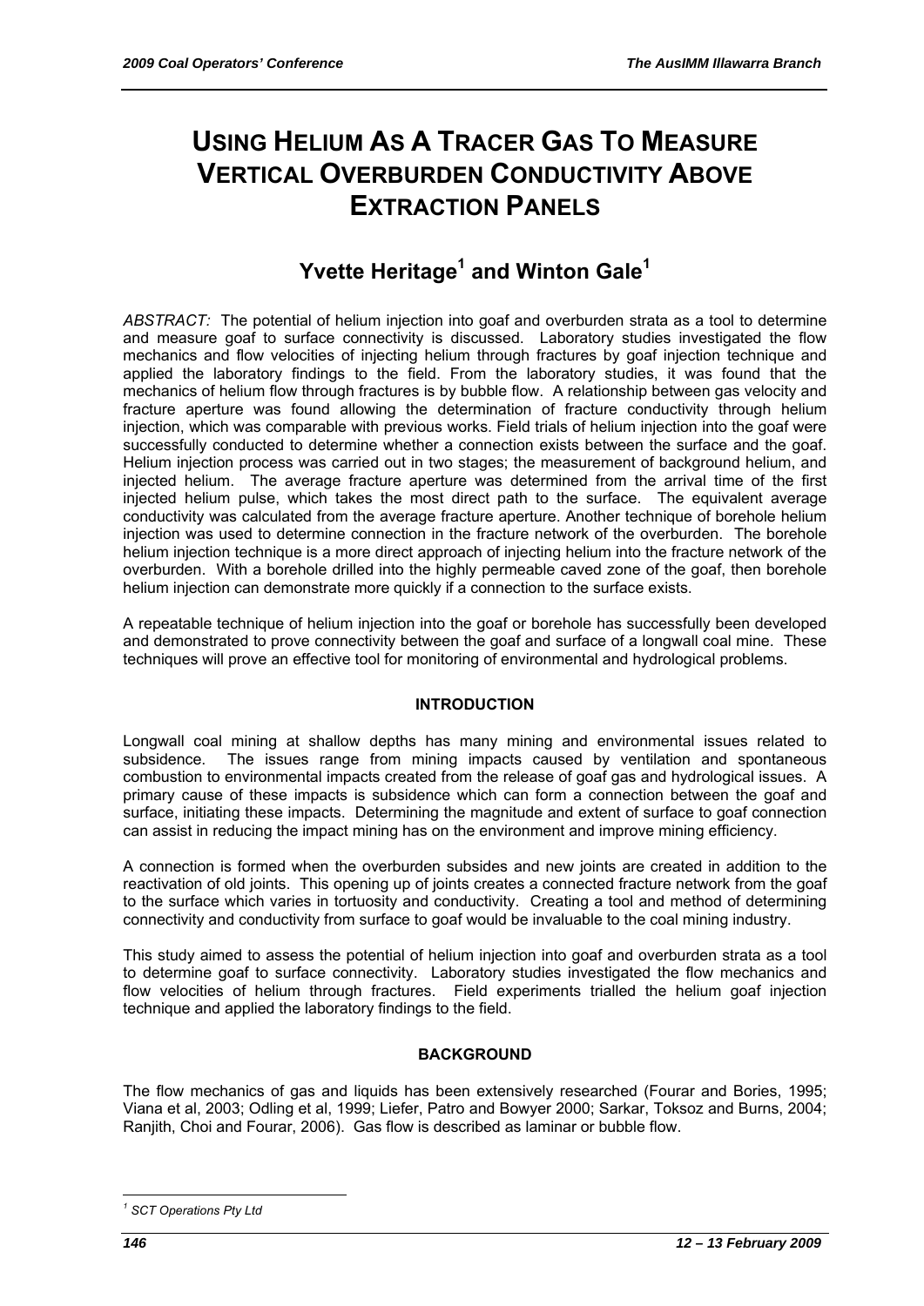# USING HELIUM AS A TRACER GAS TO MEASURE VERTICAL OVERBURDEN CONDUCTIVITY ABOVE EXTRACTION PANELS

## Yvette Heritage[1] and Winton Gale[1]

*ABSTRACT:* The potential of helium injection into goaf and overburden strata as a tool to determine and measure goaf to surface connectivity is discussed. Laboratory studies investigated the flow mechanics and flow velocities of injecting helium through fractures by goaf injection technique and applied the laboratory findings to the field. From the laboratory studies, it was found that the mechanics of helium flow through fractures is by bubble flow. A relationship between gas velocity and fracture aperture was found allowing the determination of fracture conductivity through helium injection, which was comparable with previous works. Field trials of helium injection into the goaf were successfully conducted to determine whether a connection exists between the surface and the goaf. Helium injection process was carried out in two stages; the measurement of background helium, and injected helium. The average fracture aperture was determined from the arrival time of the first injected helium pulse, which takes the most direct path to the surface. The equivalent average conductivity was calculated from the average fracture aperture. Another technique of borehole helium injection was used to determine connection in the fracture network of the overburden. The borehole helium injection technique is a more direct approach of injecting helium into the fracture network of the overburden. With a borehole drilled into the highly permeable caved zone of the goaf, then borehole helium injection can demonstrate more quickly if a connection to the surface exists.

A repeatable technique of helium injection into the goaf or borehole has successfully been developed and demonstrated to prove connectivity between the goaf and surface of a longwall coal mine. These techniques will prove an effective tool for monitoring of environmental and hydrological problems.

### INTRODUCTION

Longwall coal mining at shallow depths has many mining and environmental issues related to subsidence. The issues range from mining impacts caused by ventilation and spontaneous combustion to environmental impacts created from the release of goaf gas and hydrological issues. A primary cause of these impacts is subsidence which can form a connection between the goaf and surface, initiating these impacts. Determining the magnitude and extent of surface to goaf connection can assist in reducing the impact mining has on the environment and improve mining efficiency.

A connection is formed when the overburden subsides and new joints are created in addition to the reactivation of old joints. This opening up of joints creates a connected fracture network from the goaf to the surface which varies in tortuosity and conductivity. Creating a tool and method of determining connectivity and conductivity from surface to goaf would be invaluable to the coal mining industry.

This study aimed to assess the potential of helium injection into goaf and overburden strata as a tool to determine goaf to surface connectivity. Laboratory studies investigated the flow mechanics and flow velocities of helium through fractures. Field experiments trialled the helium goaf injection technique and applied the laboratory findings to the field.

### BACKGROUND

The flow mechanics of gas and liquids has been extensively researched (Fourar and Bories, 1995; Viana et al, 2003; Odling et al, 1999; Liefer, Patro and Bowyer 2000; Sarkar, Toksoz and Burns, 2004; Ranjith, Choi and Fourar, 2006). Gas flow is described as laminar or bubble flow.

---

[1] *SCT Operations Pty Ltd*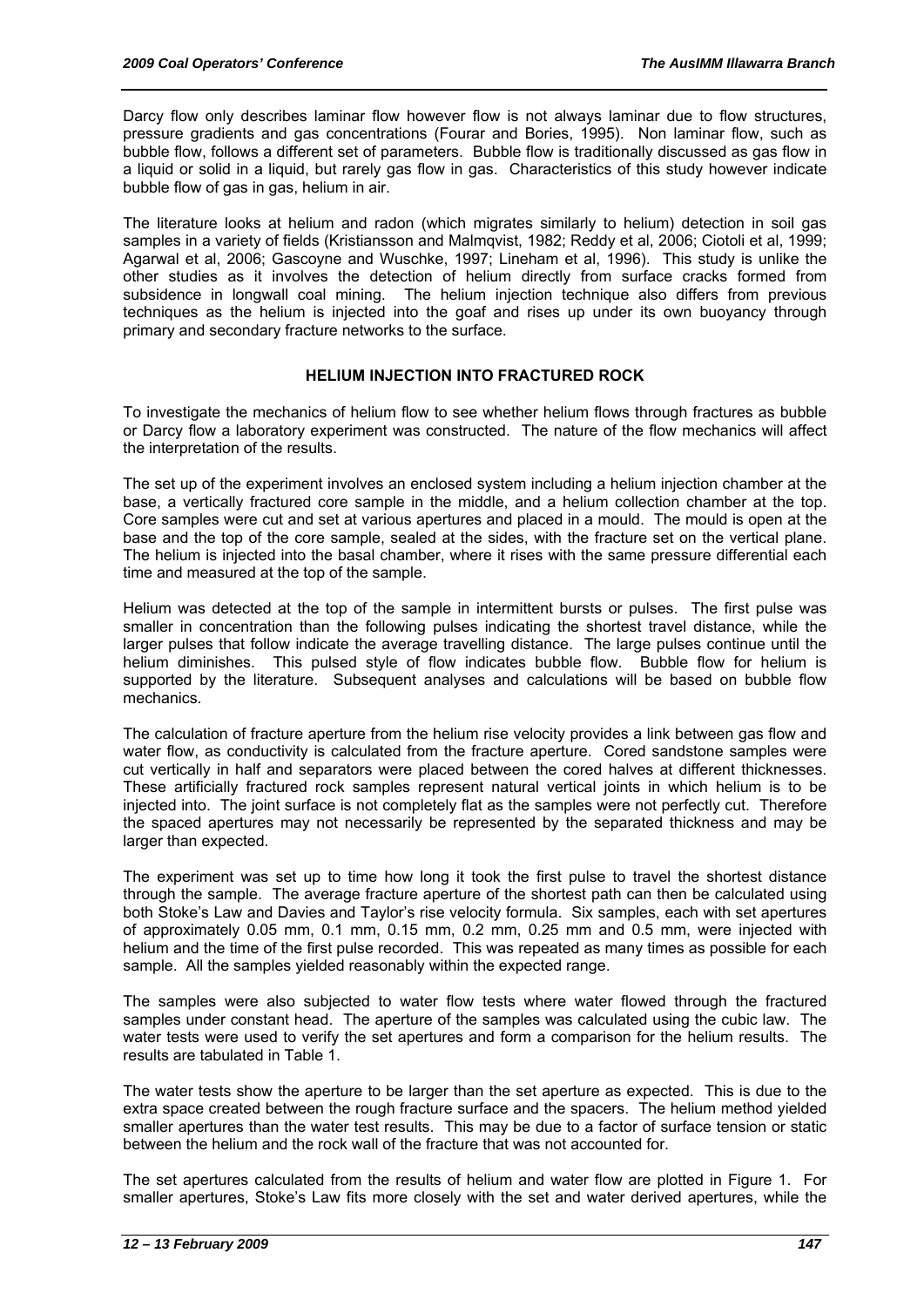Darcy flow only describes laminar flow however flow is not always laminar due to flow structures, pressure gradients and gas concentrations (Fourar and Bories, 1995). Non laminar flow, such as bubble flow, follows a different set of parameters. Bubble flow is traditionally discussed as gas flow in a liquid or solid in a liquid, but rarely gas flow in gas. Characteristics of this study however indicate bubble flow of gas in gas, helium in air.

The literature looks at helium and radon (which migrates similarly to helium) detection in soil gas samples in a variety of fields (Kristiansson and Malmqvist, 1982; Reddy et al, 2006; Ciotoli et al, 1999; Agarwal et al, 2006; Gascoyne and Wuschke, 1997; Lineham et al, 1996). This study is unlike the other studies as it involves the detection of helium directly from surface cracks formed from subsidence in longwall coal mining. The helium injection technique also differs from previous techniques as the helium is injected into the goaf and rises up under its own buoyancy through primary and secondary fracture networks to the surface.

## HELIUM INJECTION INTO FRACTURED ROCK

To investigate the mechanics of helium flow to see whether helium flows through fractures as bubble or Darcy flow a laboratory experiment was constructed. The nature of the flow mechanics will affect the interpretation of the results.

The set up of the experiment involves an enclosed system including a helium injection chamber at the base, a vertically fractured core sample in the middle, and a helium collection chamber at the top. Core samples were cut and set at various apertures and placed in a mould. The mould is open at the base and the top of the core sample, sealed at the sides, with the fracture set on the vertical plane. The helium is injected into the basal chamber, where it rises with the same pressure differential each time and measured at the top of the sample.

Helium was detected at the top of the sample in intermittent bursts or pulses. The first pulse was smaller in concentration than the following pulses indicating the shortest travel distance, while the larger pulses that follow indicate the average travelling distance. The large pulses continue until the helium diminishes. This pulsed style of flow indicates bubble flow. Bubble flow for helium is supported by the literature. Subsequent analyses and calculations will be based on bubble flow mechanics.

The calculation of fracture aperture from the helium rise velocity provides a link between gas flow and water flow, as conductivity is calculated from the fracture aperture. Cored sandstone samples were cut vertically in half and separators were placed between the cored halves at different thicknesses. These artificially fractured rock samples represent natural vertical joints in which helium is to be injected into. The joint surface is not completely flat as the samples were not perfectly cut. Therefore the spaced apertures may not necessarily be represented by the separated thickness and may be larger than expected.

The experiment was set up to time how long it took the first pulse to travel the shortest distance through the sample. The average fracture aperture of the shortest path can then be calculated using both Stoke's Law and Davies and Taylor's rise velocity formula. Six samples, each with set apertures of approximately 0.05 mm, 0.1 mm, 0.15 mm, 0.2 mm, 0.25 mm and 0.5 mm, were injected with helium and the time of the first pulse recorded. This was repeated as many times as possible for each sample. All the samples yielded reasonably within the expected range.

The samples were also subjected to water flow tests where water flowed through the fractured samples under constant head. The aperture of the samples was calculated using the cubic law. The water tests were used to verify the set apertures and form a comparison for the helium results. The results are tabulated in Table 1.

The water tests show the aperture to be larger than the set aperture as expected. This is due to the extra space created between the rough fracture surface and the spacers. The helium method yielded smaller apertures than the water test results. This may be due to a factor of surface tension or static between the helium and the rock wall of the fracture that was not accounted for.

The set apertures calculated from the results of helium and water flow are plotted in Figure 1. For smaller apertures, Stoke's Law fits more closely with the set and water derived apertures, while the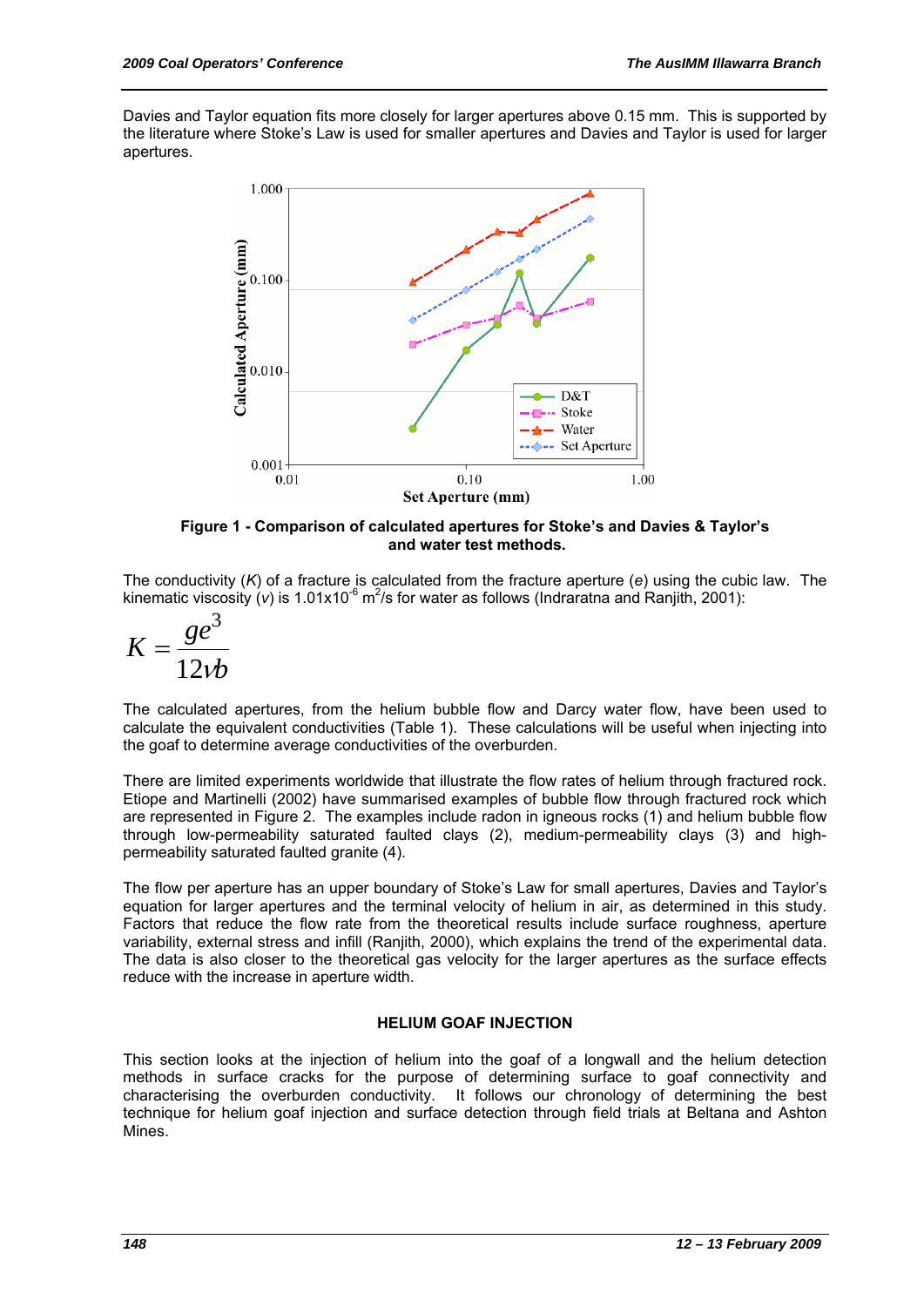Davies and Taylor equation fits more closely for larger apertures above 0.15 mm. This is supported by the literature where Stoke's Law is used for smaller apertures and Davies and Taylor is used for larger apertures.

**Figure 1 - Comparison of calculated apertures for Stoke's and Davies & Taylor's and water test methods.**

The conductivity ($K$) of a fracture is calculated from the fracture aperture ($e$) using the cubic law. The kinematic viscosity ($v$) is $1.01 \times 10^{-6}$ m$^2$/s for water as follows (Indraratna and Ranjith, 2001):

$$K = \frac{ge^3}{12vb}$$

The calculated apertures, from the helium bubble flow and Darcy water flow, have been used to calculate the equivalent conductivities (Table 1). These calculations will be useful when injecting into the goaf to determine average conductivities of the overburden.

There are limited experiments worldwide that illustrate the flow rates of helium through fractured rock. Etiope and Martinelli (2002) have summarised examples of bubble flow through fractured rock which are represented in Figure 2. The examples include radon in igneous rocks (1) and helium bubble flow through low-permeability saturated faulted clays (2), medium-permeability clays (3) and high-permeability saturated faulted granite (4).

The flow per aperture has an upper boundary of Stoke's Law for small apertures, Davies and Taylor's equation for larger apertures and the terminal velocity of helium in air, as determined in this study. Factors that reduce the flow rate from the theoretical results include surface roughness, aperture variability, external stress and infill (Ranjith, 2000), which explains the trend of the experimental data. The data is also closer to the theoretical gas velocity for the larger apertures as the surface effects reduce with the increase in aperture width.

## HELIUM GOAF INJECTION

This section looks at the injection of helium into the goaf of a longwall and the helium detection methods in surface cracks for the purpose of determining surface to goaf connectivity and characterising the overburden conductivity. It follows our chronology of determining the best technique for helium goaf injection and surface detection through field trials at Beltana and Ashton Mines.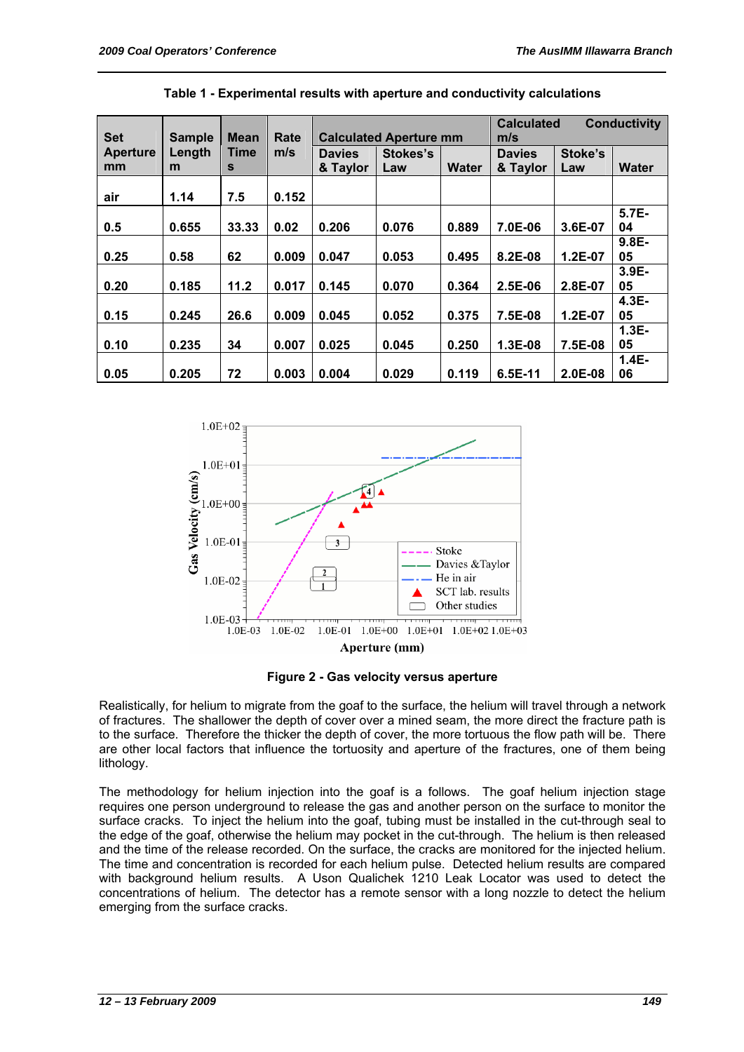**Table 1 - Experimental results with aperture and conductivity calculations**

| Set Aperture mm | Sample Length m | Mean Time s | Rate m/s | Calculated Aperture mm | | | Calculated Conductivity m/s | | |
|---|---|---|---|---|---|---|---|---|---|
| | | | | Davies & Taylor | Stokes's Law | Water | Davies & Taylor | Stoke's Law | Water |
| air | 1.14 | 7.5 | 0.152 | | | | | | |
| 0.5 | 0.655 | 33.33 | 0.02 | 0.206 | 0.076 | 0.889 | 7.0E-06 | 3.6E-07 | 5.7E-04 |
| 0.25 | 0.58 | 62 | 0.009 | 0.047 | 0.053 | 0.495 | 8.2E-08 | 1.2E-07 | 9.8E-05 |
| 0.20 | 0.185 | 11.2 | 0.017 | 0.145 | 0.070 | 0.364 | 2.5E-06 | 2.8E-07 | 3.9E-05 |
| 0.15 | 0.245 | 26.6 | 0.009 | 0.045 | 0.052 | 0.375 | 7.5E-08 | 1.2E-07 | 4.3E-05 |
| 0.10 | 0.235 | 34 | 0.007 | 0.025 | 0.045 | 0.250 | 1.3E-08 | 7.5E-08 | 1.3E-05 |
| 0.05 | 0.205 | 72 | 0.003 | 0.004 | 0.029 | 0.119 | 6.5E-11 | 2.0E-08 | 1.4E-06 |

**Figure 2 - Gas velocity versus aperture**

Realistically, for helium to migrate from the goaf to the surface, the helium will travel through a network of fractures. The shallower the depth of cover over a mined seam, the more direct the fracture path is to the surface. Therefore the thicker the depth of cover, the more tortuous the flow path will be. There are other local factors that influence the tortuosity and aperture of the fractures, one of them being lithology.

The methodology for helium injection into the goaf is a follows. The goaf helium injection stage requires one person underground to release the gas and another person on the surface to monitor the surface cracks. To inject the helium into the goaf, tubing must be installed in the cut-through seal to the edge of the goaf, otherwise the helium may pocket in the cut-through. The helium is then released and the time of the release recorded. On the surface, the cracks are monitored for the injected helium. The time and concentration is recorded for each helium pulse. Detected helium results are compared with background helium results. A Uson Qualichek 1210 Leak Locator was used to detect the concentrations of helium. The detector has a remote sensor with a long nozzle to detect the helium emerging from the surface cracks.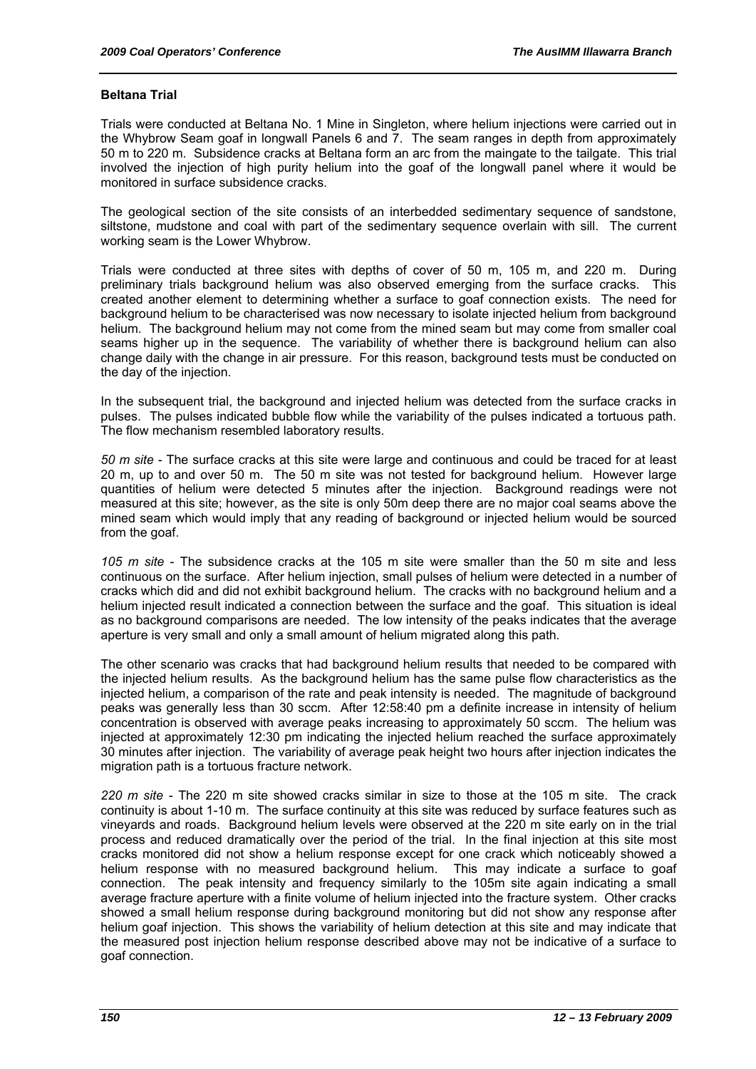### Beltana Trial

Trials were conducted at Beltana No. 1 Mine in Singleton, where helium injections were carried out in the Whybrow Seam goaf in longwall Panels 6 and 7. The seam ranges in depth from approximately 50 m to 220 m. Subsidence cracks at Beltana form an arc from the maingate to the tailgate. This trial involved the injection of high purity helium into the goaf of the longwall panel where it would be monitored in surface subsidence cracks.

The geological section of the site consists of an interbedded sedimentary sequence of sandstone, siltstone, mudstone and coal with part of the sedimentary sequence overlain with sill. The current working seam is the Lower Whybrow.

Trials were conducted at three sites with depths of cover of 50 m, 105 m, and 220 m. During preliminary trials background helium was also observed emerging from the surface cracks. This created another element to determining whether a surface to goaf connection exists. The need for background helium to be characterised was now necessary to isolate injected helium from background helium. The background helium may not come from the mined seam but may come from smaller coal seams higher up in the sequence. The variability of whether there is background helium can also change daily with the change in air pressure. For this reason, background tests must be conducted on the day of the injection.

In the subsequent trial, the background and injected helium was detected from the surface cracks in pulses. The pulses indicated bubble flow while the variability of the pulses indicated a tortuous path. The flow mechanism resembled laboratory results.

*50 m site* - The surface cracks at this site were large and continuous and could be traced for at least 20 m, up to and over 50 m. The 50 m site was not tested for background helium. However large quantities of helium were detected 5 minutes after the injection. Background readings were not measured at this site; however, as the site is only 50m deep there are no major coal seams above the mined seam which would imply that any reading of background or injected helium would be sourced from the goaf.

*105 m site* - The subsidence cracks at the 105 m site were smaller than the 50 m site and less continuous on the surface. After helium injection, small pulses of helium were detected in a number of cracks which did and did not exhibit background helium. The cracks with no background helium and a helium injected result indicated a connection between the surface and the goaf. This situation is ideal as no background comparisons are needed. The low intensity of the peaks indicates that the average aperture is very small and only a small amount of helium migrated along this path.

The other scenario was cracks that had background helium results that needed to be compared with the injected helium results. As the background helium has the same pulse flow characteristics as the injected helium, a comparison of the rate and peak intensity is needed. The magnitude of background peaks was generally less than 30 sccm. After 12:58:40 pm a definite increase in intensity of helium concentration is observed with average peaks increasing to approximately 50 sccm. The helium was injected at approximately 12:30 pm indicating the injected helium reached the surface approximately 30 minutes after injection. The variability of average peak height two hours after injection indicates the migration path is a tortuous fracture network.

*220 m site* - The 220 m site showed cracks similar in size to those at the 105 m site. The crack continuity is about 1-10 m. The surface continuity at this site was reduced by surface features such as vineyards and roads. Background helium levels were observed at the 220 m site early on in the trial process and reduced dramatically over the period of the trial. In the final injection at this site most cracks monitored did not show a helium response except for one crack which noticeably showed a helium response with no measured background helium. This may indicate a surface to goaf connection. The peak intensity and frequency similarly to the 105m site again indicating a small average fracture aperture with a finite volume of helium injected into the fracture system. Other cracks showed a small helium response during background monitoring but did not show any response after helium goaf injection. This shows the variability of helium detection at this site and may indicate that the measured post injection helium response described above may not be indicative of a surface to goaf connection.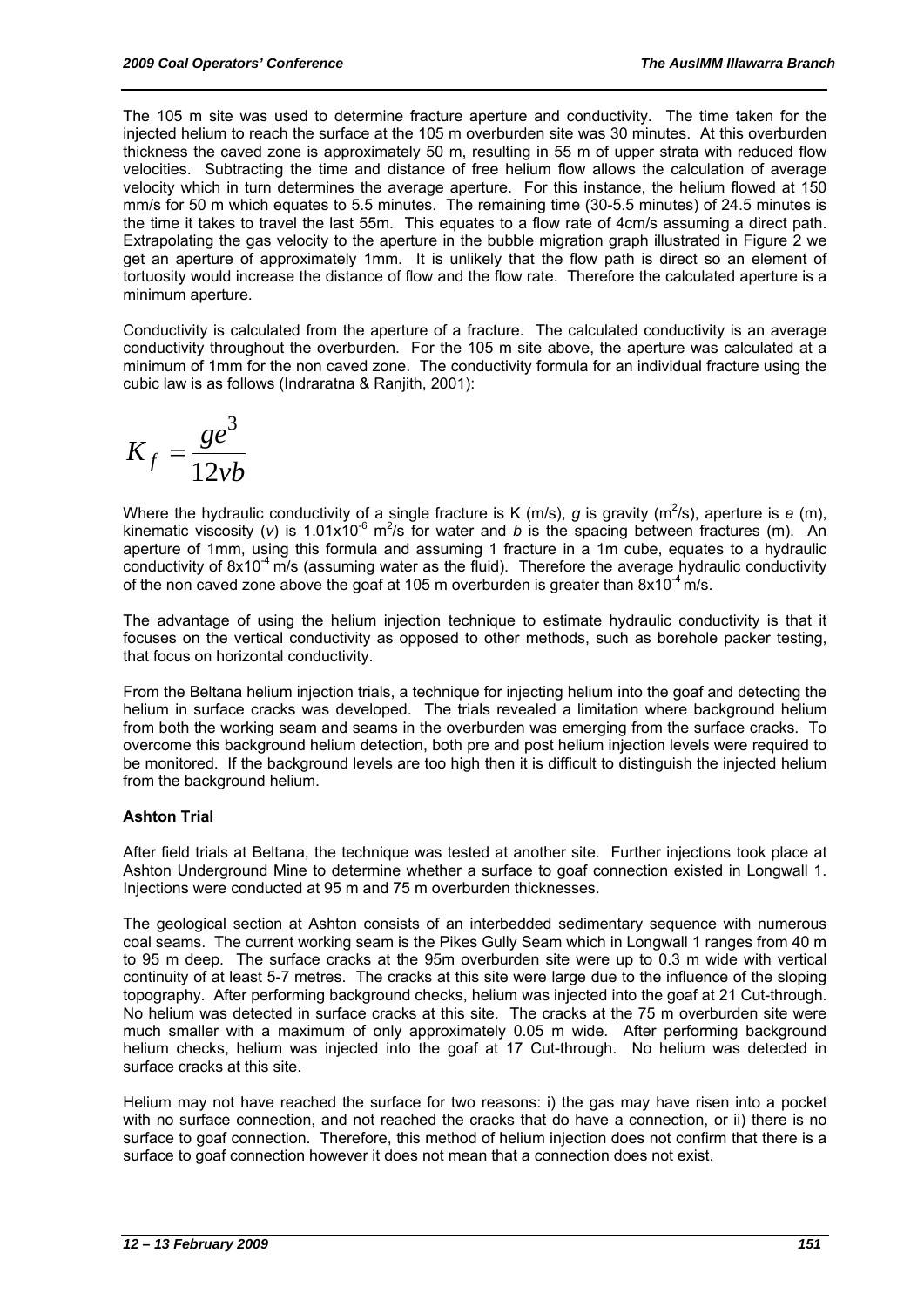The 105 m site was used to determine fracture aperture and conductivity. The time taken for the injected helium to reach the surface at the 105 m overburden site was 30 minutes. At this overburden thickness the caved zone is approximately 50 m, resulting in 55 m of upper strata with reduced flow velocities. Subtracting the time and distance of free helium flow allows the calculation of average velocity which in turn determines the average aperture. For this instance, the helium flowed at 150 mm/s for 50 m which equates to 5.5 minutes. The remaining time (30-5.5 minutes) of 24.5 minutes is the time it takes to travel the last 55m. This equates to a flow rate of 4cm/s assuming a direct path. Extrapolating the gas velocity to the aperture in the bubble migration graph illustrated in Figure 2 we get an aperture of approximately 1mm. It is unlikely that the flow path is direct so an element of tortuosity would increase the distance of flow and the flow rate. Therefore the calculated aperture is a minimum aperture.

Conductivity is calculated from the aperture of a fracture. The calculated conductivity is an average conductivity throughout the overburden. For the 105 m site above, the aperture was calculated at a minimum of 1mm for the non caved zone. The conductivity formula for an individual fracture using the cubic law is as follows (Indraratna & Ranjith, 2001):

$$K_f = \frac{ge^3}{12vb}$$

Where the hydraulic conductivity of a single fracture is K (m/s), $g$ is gravity (m$^2$/s), aperture is $e$ (m), kinematic viscosity ($v$) is $1.01 \times 10^{-6}$ m$^2$/s for water and $b$ is the spacing between fractures (m). An aperture of 1mm, using this formula and assuming 1 fracture in a 1m cube, equates to a hydraulic conductivity of $8 \times 10^{-4}$ m/s (assuming water as the fluid). Therefore the average hydraulic conductivity of the non caved zone above the goaf at 105 m overburden is greater than $8 \times 10^{-4}$ m/s.

The advantage of using the helium injection technique to estimate hydraulic conductivity is that it focuses on the vertical conductivity as opposed to other methods, such as borehole packer testing, that focus on horizontal conductivity.

From the Beltana helium injection trials, a technique for injecting helium into the goaf and detecting the helium in surface cracks was developed. The trials revealed a limitation where background helium from both the working seam and seams in the overburden was emerging from the surface cracks. To overcome this background helium detection, both pre and post helium injection levels were required to be monitored. If the background levels are too high then it is difficult to distinguish the injected helium from the background helium.

**Ashton Trial**

After field trials at Beltana, the technique was tested at another site. Further injections took place at Ashton Underground Mine to determine whether a surface to goaf connection existed in Longwall 1. Injections were conducted at 95 m and 75 m overburden thicknesses.

The geological section at Ashton consists of an interbedded sedimentary sequence with numerous coal seams. The current working seam is the Pikes Gully Seam which in Longwall 1 ranges from 40 m to 95 m deep. The surface cracks at the 95m overburden site were up to 0.3 m wide with vertical continuity of at least 5-7 metres. The cracks at this site were large due to the influence of the sloping topography. After performing background checks, helium was injected into the goaf at 21 Cut-through. No helium was detected in surface cracks at this site. The cracks at the 75 m overburden site were much smaller with a maximum of only approximately 0.05 m wide. After performing background helium checks, helium was injected into the goaf at 17 Cut-through. No helium was detected in surface cracks at this site.

Helium may not have reached the surface for two reasons: i) the gas may have risen into a pocket with no surface connection, and not reached the cracks that do have a connection, or ii) there is no surface to goaf connection. Therefore, this method of helium injection does not confirm that there is a surface to goaf connection however it does not mean that a connection does not exist.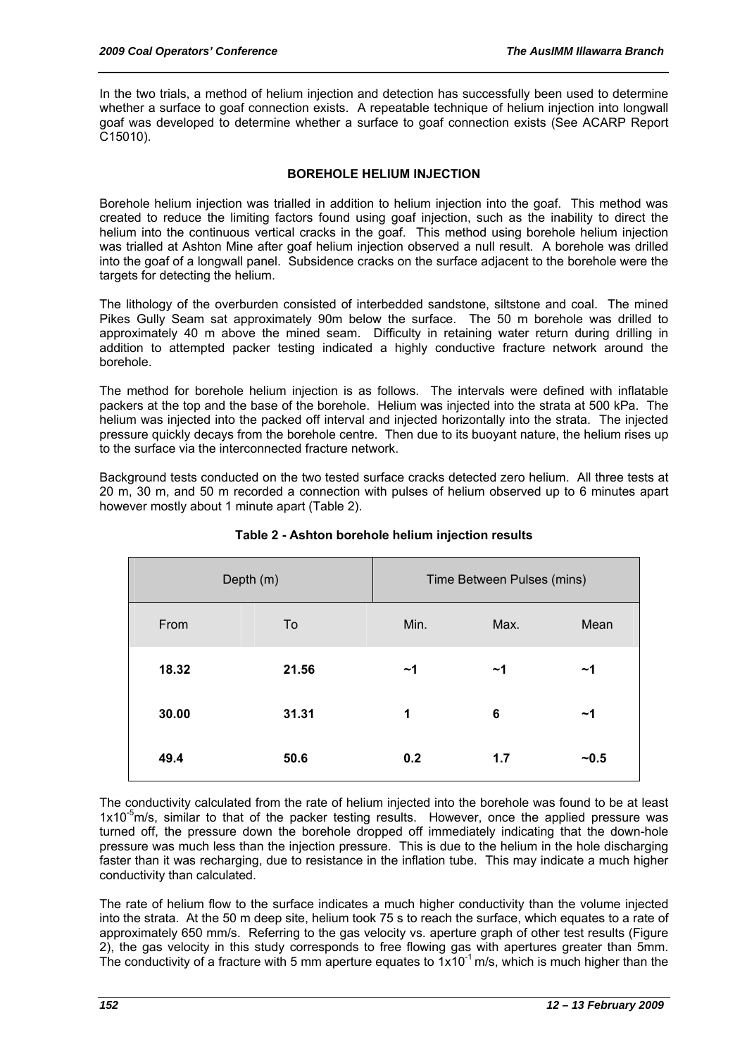In the two trials, a method of helium injection and detection has successfully been used to determine whether a surface to goaf connection exists. A repeatable technique of helium injection into longwall goaf was developed to determine whether a surface to goaf connection exists (See ACARP Report C15010).

## BOREHOLE HELIUM INJECTION

Borehole helium injection was trialled in addition to helium injection into the goaf. This method was created to reduce the limiting factors found using goaf injection, such as the inability to direct the helium into the continuous vertical cracks in the goaf. This method using borehole helium injection was trialled at Ashton Mine after goaf helium injection observed a null result. A borehole was drilled into the goaf of a longwall panel. Subsidence cracks on the surface adjacent to the borehole were the targets for detecting the helium.

The lithology of the overburden consisted of interbedded sandstone, siltstone and coal. The mined Pikes Gully Seam sat approximately 90m below the surface. The 50 m borehole was drilled to approximately 40 m above the mined seam. Difficulty in retaining water return during drilling in addition to attempted packer testing indicated a highly conductive fracture network around the borehole.

The method for borehole helium injection is as follows. The intervals were defined with inflatable packers at the top and the base of the borehole. Helium was injected into the strata at 500 kPa. The helium was injected into the packed off interval and injected horizontally into the strata. The injected pressure quickly decays from the borehole centre. Then due to its buoyant nature, the helium rises up to the surface via the interconnected fracture network.

Background tests conducted on the two tested surface cracks detected zero helium. All three tests at 20 m, 30 m, and 50 m recorded a connection with pulses of helium observed up to 6 minutes apart however mostly about 1 minute apart (Table 2).

**Table 2 - Ashton borehole helium injection results**

| Depth (m) | | Time Between Pulses (mins) | | |
|---|---|---|---|---|
| From | To | Min. | Max. | Mean |
| **18.32** | **21.56** | **~1** | **~1** | **~1** |
| **30.00** | **31.31** | **1** | **6** | **~1** |
| **49.4** | **50.6** | **0.2** | **1.7** | **~0.5** |

The conductivity calculated from the rate of helium injected into the borehole was found to be at least $1 \times 10^{-5}$m/s, similar to that of the packer testing results. However, once the applied pressure was turned off, the pressure down the borehole dropped off immediately indicating that the down-hole pressure was much less than the injection pressure. This is due to the helium in the hole discharging faster than it was recharging, due to resistance in the inflation tube. This may indicate a much higher conductivity than calculated.

The rate of helium flow to the surface indicates a much higher conductivity than the volume injected into the strata. At the 50 m deep site, helium took 75 s to reach the surface, which equates to a rate of approximately 650 mm/s. Referring to the gas velocity vs. aperture graph of other test results (Figure 2), the gas velocity in this study corresponds to free flowing gas with apertures greater than 5mm. The conductivity of a fracture with 5 mm aperture equates to $1 \times 10^{-1}$ m/s, which is much higher than the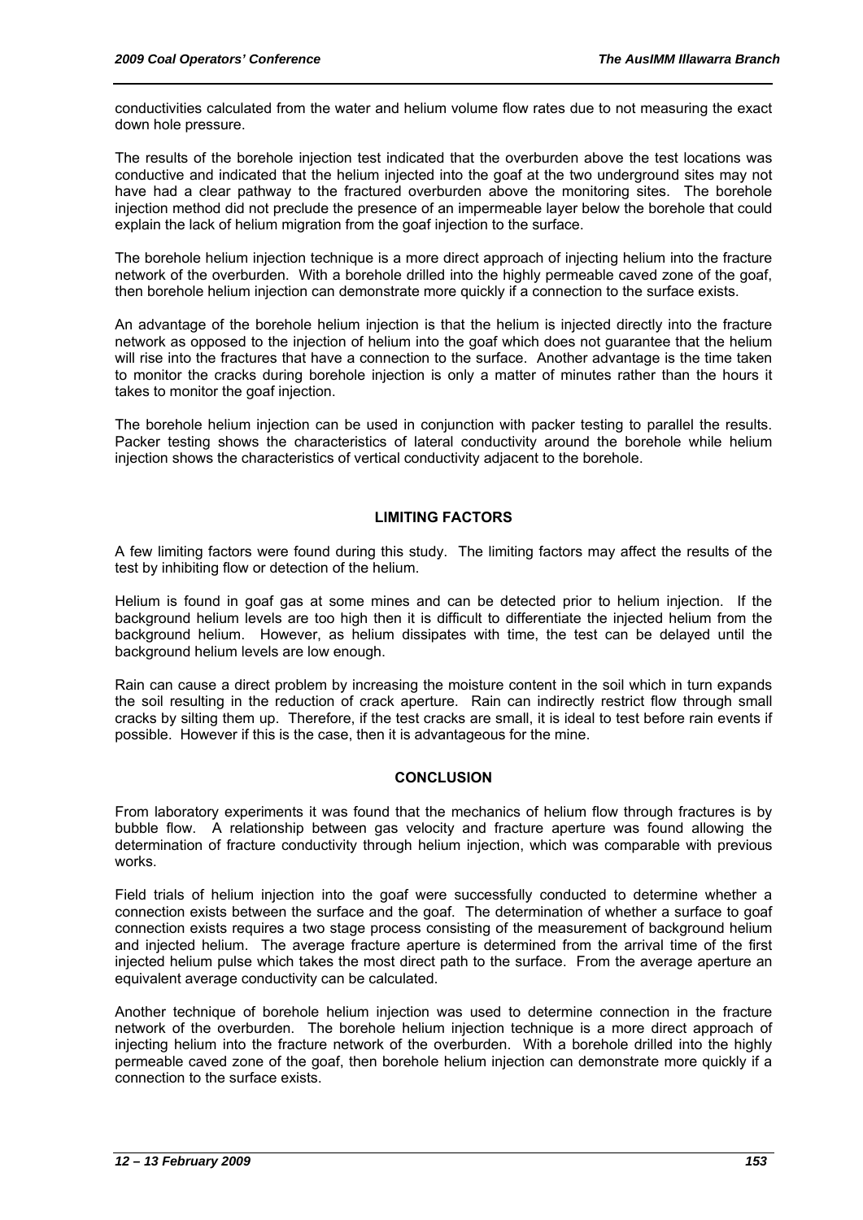conductivities calculated from the water and helium volume flow rates due to not measuring the exact down hole pressure.

The results of the borehole injection test indicated that the overburden above the test locations was conductive and indicated that the helium injected into the goaf at the two underground sites may not have had a clear pathway to the fractured overburden above the monitoring sites. The borehole injection method did not preclude the presence of an impermeable layer below the borehole that could explain the lack of helium migration from the goaf injection to the surface.

The borehole helium injection technique is a more direct approach of injecting helium into the fracture network of the overburden. With a borehole drilled into the highly permeable caved zone of the goaf, then borehole helium injection can demonstrate more quickly if a connection to the surface exists.

An advantage of the borehole helium injection is that the helium is injected directly into the fracture network as opposed to the injection of helium into the goaf which does not guarantee that the helium will rise into the fractures that have a connection to the surface. Another advantage is the time taken to monitor the cracks during borehole injection is only a matter of minutes rather than the hours it takes to monitor the goaf injection.

The borehole helium injection can be used in conjunction with packer testing to parallel the results. Packer testing shows the characteristics of lateral conductivity around the borehole while helium injection shows the characteristics of vertical conductivity adjacent to the borehole.

## LIMITING FACTORS

A few limiting factors were found during this study. The limiting factors may affect the results of the test by inhibiting flow or detection of the helium.

Helium is found in goaf gas at some mines and can be detected prior to helium injection. If the background helium levels are too high then it is difficult to differentiate the injected helium from the background helium. However, as helium dissipates with time, the test can be delayed until the background helium levels are low enough.

Rain can cause a direct problem by increasing the moisture content in the soil which in turn expands the soil resulting in the reduction of crack aperture. Rain can indirectly restrict flow through small cracks by silting them up. Therefore, if the test cracks are small, it is ideal to test before rain events if possible. However if this is the case, then it is advantageous for the mine.

## CONCLUSION

From laboratory experiments it was found that the mechanics of helium flow through fractures is by bubble flow. A relationship between gas velocity and fracture aperture was found allowing the determination of fracture conductivity through helium injection, which was comparable with previous works.

Field trials of helium injection into the goaf were successfully conducted to determine whether a connection exists between the surface and the goaf. The determination of whether a surface to goaf connection exists requires a two stage process consisting of the measurement of background helium and injected helium. The average fracture aperture is determined from the arrival time of the first injected helium pulse which takes the most direct path to the surface. From the average aperture an equivalent average conductivity can be calculated.

Another technique of borehole helium injection was used to determine connection in the fracture network of the overburden. The borehole helium injection technique is a more direct approach of injecting helium into the fracture network of the overburden. With a borehole drilled into the highly permeable caved zone of the goaf, then borehole helium injection can demonstrate more quickly if a connection to the surface exists.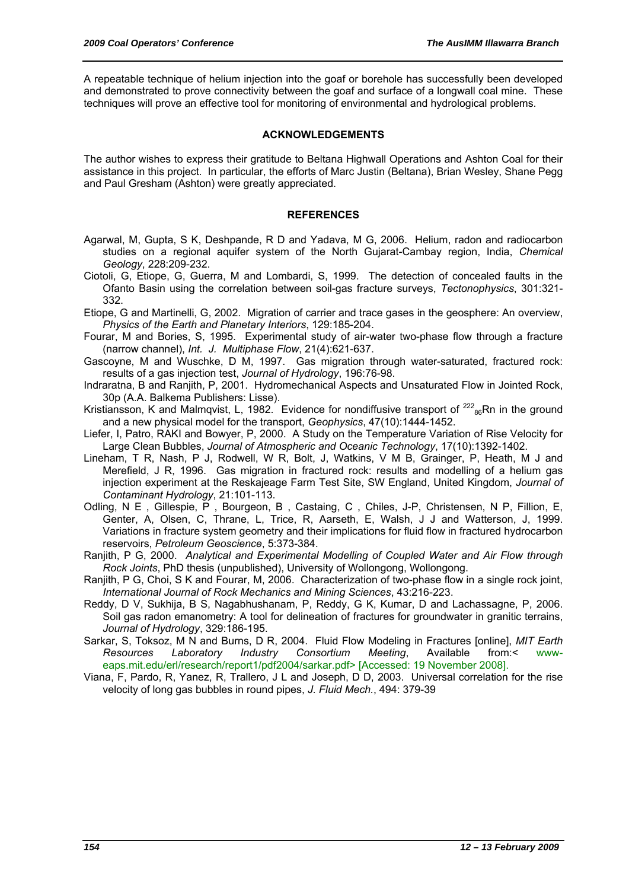A repeatable technique of helium injection into the goaf or borehole has successfully been developed and demonstrated to prove connectivity between the goaf and surface of a longwall coal mine. These techniques will prove an effective tool for monitoring of environmental and hydrological problems.

## ACKNOWLEDGEMENTS

The author wishes to express their gratitude to Beltana Highwall Operations and Ashton Coal for their assistance in this project. In particular, the efforts of Marc Justin (Beltana), Brian Wesley, Shane Pegg and Paul Gresham (Ashton) were greatly appreciated.

## REFERENCES

Agarwal, M, Gupta, S K, Deshpande, R D and Yadava, M G, 2006. Helium, radon and radiocarbon studies on a regional aquifer system of the North Gujarat-Cambay region, India, *Chemical Geology*, 228:209-232.

Ciotoli, G, Etiope, G, Guerra, M and Lombardi, S, 1999. The detection of concealed faults in the Ofanto Basin using the correlation between soil-gas fracture surveys, *Tectonophysics*, 301:321-332.

Etiope, G and Martinelli, G, 2002. Migration of carrier and trace gases in the geosphere: An overview, *Physics of the Earth and Planetary Interiors*, 129:185-204.

Fourar, M and Bories, S, 1995. Experimental study of air-water two-phase flow through a fracture (narrow channel), *Int. J. Multiphase Flow*, 21(4):621-637.

Gascoyne, M and Wuschke, D M, 1997. Gas migration through water-saturated, fractured rock: results of a gas injection test, *Journal of Hydrology*, 196:76-98.

Indraratna, B and Ranjith, P, 2001. Hydromechanical Aspects and Unsaturated Flow in Jointed Rock, 30p (A.A. Balkema Publishers: Lisse).

Kristiansson, K and Malmqvist, L, 1982. Evidence for nondiffusive transport of $^{222}_{86}Rn$ in the ground and a new physical model for the transport, *Geophysics*, 47(10):1444-1452.

Liefer, I, Patro, RAKI and Bowyer, P, 2000. A Study on the Temperature Variation of Rise Velocity for Large Clean Bubbles, *Journal of Atmospheric and Oceanic Technology*, 17(10):1392-1402.

Lineham, T R, Nash, P J, Rodwell, W R, Bolt, J, Watkins, V M B, Grainger, P, Heath, M J and Merefield, J R, 1996. Gas migration in fractured rock: results and modelling of a helium gas injection experiment at the Reskajeage Farm Test Site, SW England, United Kingdom, *Journal of Contaminant Hydrology*, 21:101-113.

Odling, N E , Gillespie, P , Bourgeon, B , Castaing, C , Chiles, J-P, Christensen, N P, Fillion, E, Genter, A, Olsen, C, Thrane, L, Trice, R, Aarseth, E, Walsh, J J and Watterson, J, 1999. Variations in fracture system geometry and their implications for fluid flow in fractured hydrocarbon reservoirs, *Petroleum Geoscience*, 5:373-384.

Ranjith, P G, 2000. *Analytical and Experimental Modelling of Coupled Water and Air Flow through Rock Joints*, PhD thesis (unpublished), University of Wollongong, Wollongong.

Ranjith, P G, Choi, S K and Fourar, M, 2006. Characterization of two-phase flow in a single rock joint, *International Journal of Rock Mechanics and Mining Sciences*, 43:216-223.

Reddy, D V, Sukhija, B S, Nagabhushanam, P, Reddy, G K, Kumar, D and Lachassagne, P, 2006. Soil gas radon emanometry: A tool for delineation of fractures for groundwater in granitic terrains, *Journal of Hydrology*, 329:186-195.

Sarkar, S, Toksoz, M N and Burns, D R, 2004. Fluid Flow Modeling in Fractures [online], *MIT Earth Resources Laboratory Industry Consortium Meeting*, Available from:< www-eaps.mit.edu/erl/research/report1/pdf2004/sarkar.pdf> [Accessed: 19 November 2008].

Viana, F, Pardo, R, Yanez, R, Trallero, J L and Joseph, D D, 2003. Universal correlation for the rise velocity of long gas bubbles in round pipes, *J. Fluid Mech.*, 494: 379-39